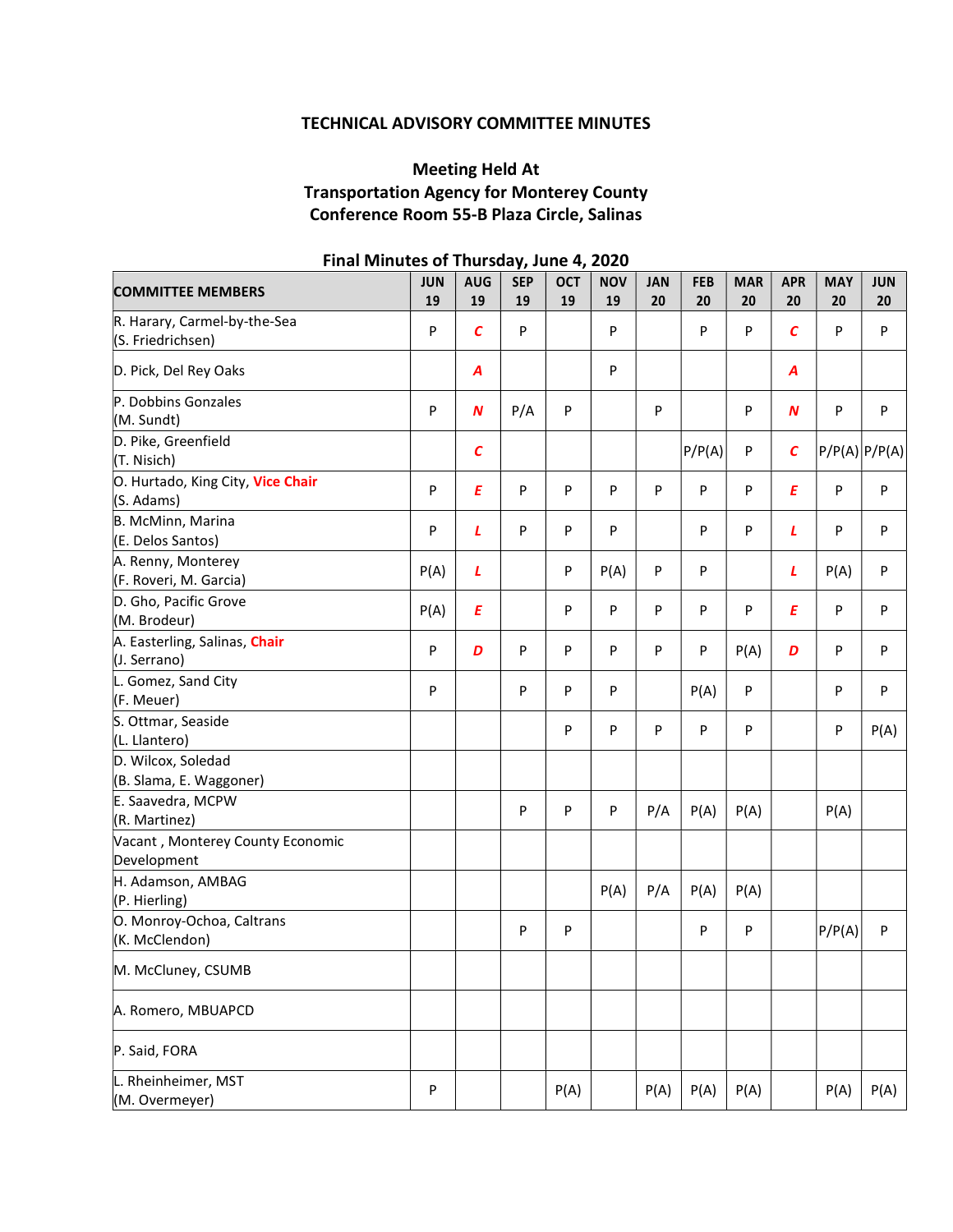**TECHNICAL ADVISORY COMMITTEE MINUTES**

**Meeting Held At**
**Transportation Agency for Monterey County**
**Conference Room 55-B Plaza Circle, Salinas**

**Final Minutes of Thursday, June 4, 2020**

| COMMITTEE MEMBERS | JUN 19 | AUG 19 | SEP 19 | OCT 19 | NOV 19 | JAN 20 | FEB 20 | MAR 20 | APR 20 | MAY 20 | JUN 20 |
|---|---|---|---|---|---|---|---|---|---|---|---|
| R. Harary, Carmel-by-the-Sea (S. Friedrichsen) | P | *C* | P | | P | | P | P | *C* | P | P |
| D. Pick, Del Rey Oaks | | *A* | | | P | | | | *A* | | |
| P. Dobbins Gonzales (M. Sundt) | P | *N* | P/A | P | | P | | P | *N* | P | P |
| D. Pike, Greenfield (T. Nisich) | | *C* | | | | | P/P(A) | P | *C* | P/P(A) | P/P(A) |
| O. Hurtado, King City, **Vice Chair** (S. Adams) | P | *E* | P | P | P | P | P | P | *E* | P | P |
| B. McMinn, Marina (E. Delos Santos) | P | *L* | P | P | P | | P | P | *L* | P | P |
| A. Renny, Monterey (F. Roveri, M. Garcia) | P(A) | *L* | | P | P(A) | P | P | | *L* | P(A) | P |
| D. Gho, Pacific Grove (M. Brodeur) | P(A) | *E* | | P | P | P | P | P | *E* | P | P |
| A. Easterling, Salinas, **Chair** (J. Serrano) | P | *D* | P | P | P | P | P | P(A) | *D* | P | P |
| L. Gomez, Sand City (F. Meuer) | P | | P | P | P | | P(A) | P | | P | P |
| S. Ottmar, Seaside (L. Llantero) | | | | P | P | P | P | P | | P | P(A) |
| D. Wilcox, Soledad (B. Slama, E. Waggoner) | | | | | | | | | | | |
| E. Saavedra, MCPW (R. Martinez) | | | P | P | P | P/A | P(A) | P(A) | | P(A) | |
| Vacant , Monterey County Economic Development | | | | | | | | | | | |
| H. Adamson, AMBAG (P. Hierling) | | | | | P(A) | P/A | P(A) | P(A) | | | |
| O. Monroy-Ochoa, Caltrans (K. McClendon) | | | P | P | | | P | P | | P/P(A) | P |
| M. McCluney, CSUMB | | | | | | | | | | | |
| A. Romero, MBUAPCD | | | | | | | | | | | |
| P. Said, FORA | | | | | | | | | | | |
| L. Rheinheimer, MST (M. Overmeyer) | P | | | P(A) | | P(A) | P(A) | P(A) | | P(A) | P(A) |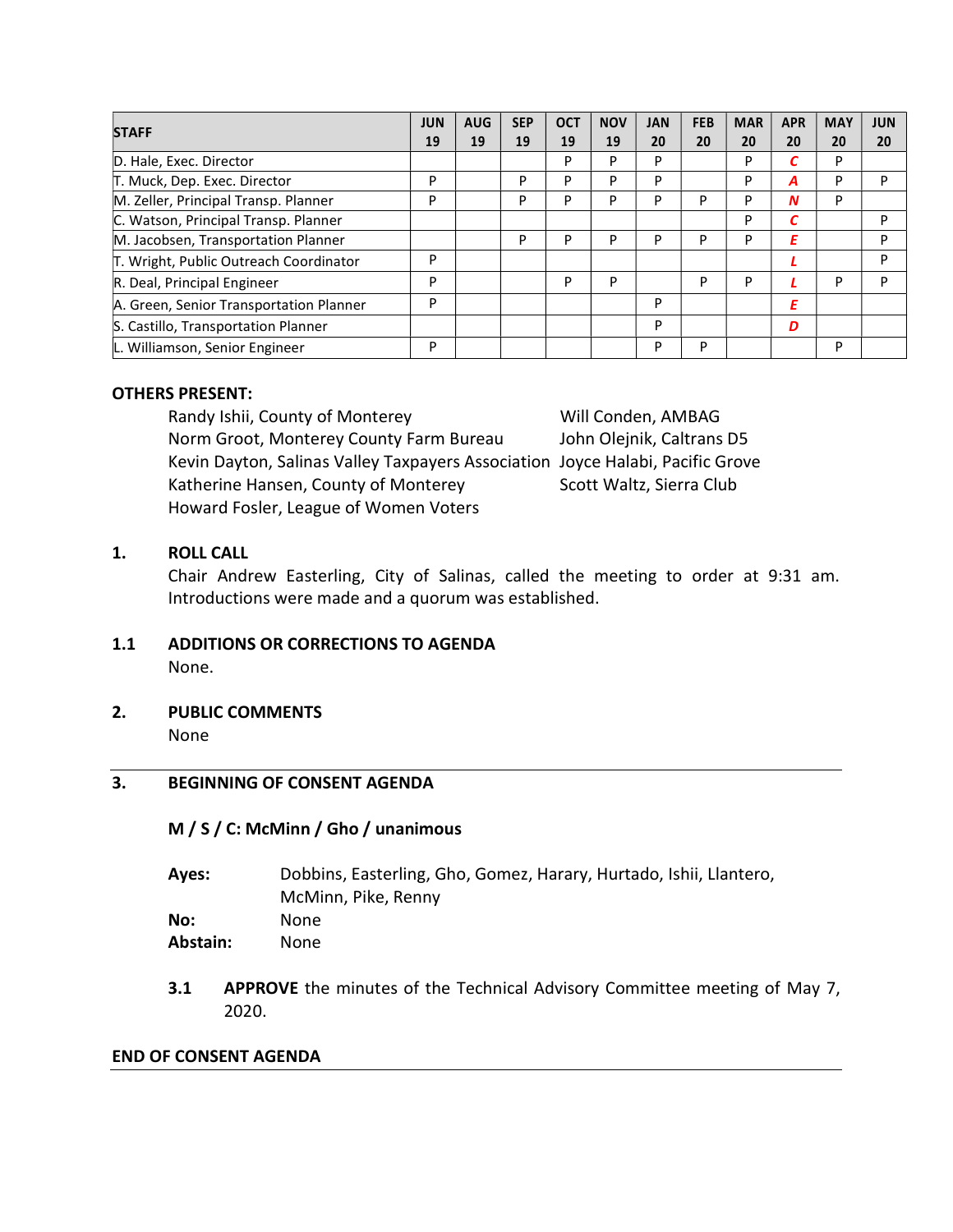| STAFF | JUN 19 | AUG 19 | SEP 19 | OCT 19 | NOV 19 | JAN 20 | FEB 20 | MAR 20 | APR 20 | MAY 20 | JUN 20 |
|---|---|---|---|---|---|---|---|---|---|---|---|
| D. Hale, Exec. Director | | | | P | P | P | | P | *C* | P | |
| T. Muck, Dep. Exec. Director | P | | P | P | P | P | | P | *A* | P | P |
| M. Zeller, Principal Transp. Planner | P | | P | P | P | P | P | P | *N* | P | |
| C. Watson, Principal Transp. Planner | | | | | | | | P | *C* | | P |
| M. Jacobsen, Transportation Planner | | | P | P | P | P | P | P | *E* | | P |
| T. Wright, Public Outreach Coordinator | P | | | | | | | | *L* | | P |
| R. Deal, Principal Engineer | P | | | P | P | | P | P | *L* | P | P |
| A. Green, Senior Transportation Planner | P | | | | | P | | | *E* | | |
| S. Castillo, Transportation Planner | | | | | | P | | | *D* | | |
| L. Williamson, Senior Engineer | P | | | | | P | P | | | P | |

**OTHERS PRESENT:**

Randy Ishii, County of Monterey
Norm Groot, Monterey County Farm Bureau
Kevin Dayton, Salinas Valley Taxpayers Association
Katherine Hansen, County of Monterey
Howard Fosler, League of Women Voters
Will Conden, AMBAG
John Olejnik, Caltrans D5
Joyce Halabi, Pacific Grove
Scott Waltz, Sierra Club

## 1. ROLL CALL

Chair Andrew Easterling, City of Salinas, called the meeting to order at 9:31 am. Introductions were made and a quorum was established.

## 1.1 ADDITIONS OR CORRECTIONS TO AGENDA

None.

## 2. PUBLIC COMMENTS

None

---

## 3. BEGINNING OF CONSENT AGENDA

**M / S / C: McMinn / Gho / unanimous**

**Ayes:** Dobbins, Easterling, Gho, Gomez, Harary, Hurtado, Ishii, Llantero, McMinn, Pike, Renny
**No:** None
**Abstain:** None

**3.1 APPROVE** the minutes of the Technical Advisory Committee meeting of May 7, 2020.

**END OF CONSENT AGENDA**

---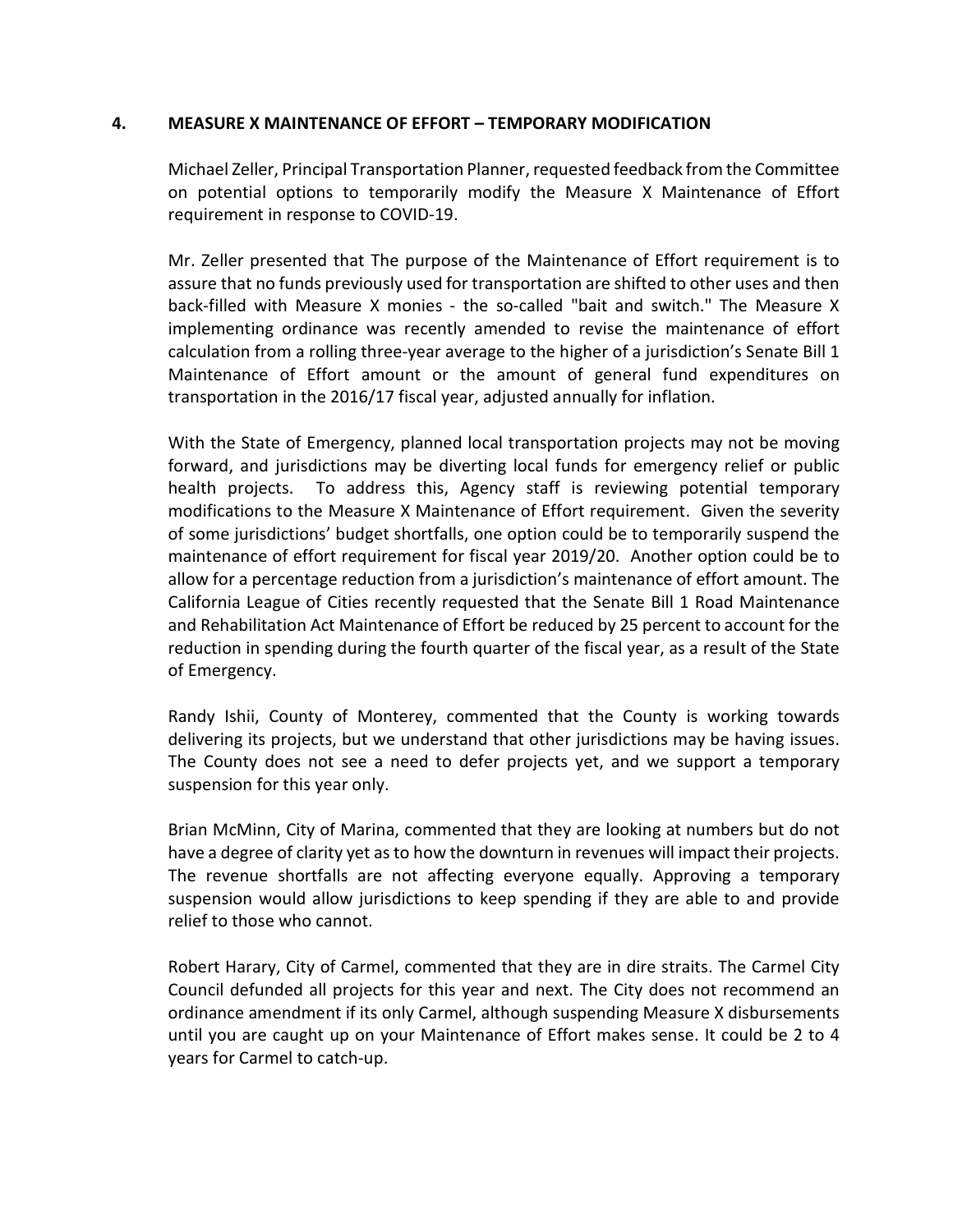**4. MEASURE X MAINTENANCE OF EFFORT – TEMPORARY MODIFICATION**

Michael Zeller, Principal Transportation Planner, requested feedback from the Committee on potential options to temporarily modify the Measure X Maintenance of Effort requirement in response to COVID-19.

Mr. Zeller presented that The purpose of the Maintenance of Effort requirement is to assure that no funds previously used for transportation are shifted to other uses and then back-filled with Measure X monies - the so-called "bait and switch." The Measure X implementing ordinance was recently amended to revise the maintenance of effort calculation from a rolling three-year average to the higher of a jurisdiction's Senate Bill 1 Maintenance of Effort amount or the amount of general fund expenditures on transportation in the 2016/17 fiscal year, adjusted annually for inflation.

With the State of Emergency, planned local transportation projects may not be moving forward, and jurisdictions may be diverting local funds for emergency relief or public health projects. To address this, Agency staff is reviewing potential temporary modifications to the Measure X Maintenance of Effort requirement. Given the severity of some jurisdictions' budget shortfalls, one option could be to temporarily suspend the maintenance of effort requirement for fiscal year 2019/20. Another option could be to allow for a percentage reduction from a jurisdiction's maintenance of effort amount. The California League of Cities recently requested that the Senate Bill 1 Road Maintenance and Rehabilitation Act Maintenance of Effort be reduced by 25 percent to account for the reduction in spending during the fourth quarter of the fiscal year, as a result of the State of Emergency.

Randy Ishii, County of Monterey, commented that the County is working towards delivering its projects, but we understand that other jurisdictions may be having issues. The County does not see a need to defer projects yet, and we support a temporary suspension for this year only.

Brian McMinn, City of Marina, commented that they are looking at numbers but do not have a degree of clarity yet as to how the downturn in revenues will impact their projects. The revenue shortfalls are not affecting everyone equally. Approving a temporary suspension would allow jurisdictions to keep spending if they are able to and provide relief to those who cannot.

Robert Harary, City of Carmel, commented that they are in dire straits. The Carmel City Council defunded all projects for this year and next. The City does not recommend an ordinance amendment if its only Carmel, although suspending Measure X disbursements until you are caught up on your Maintenance of Effort makes sense. It could be 2 to 4 years for Carmel to catch-up.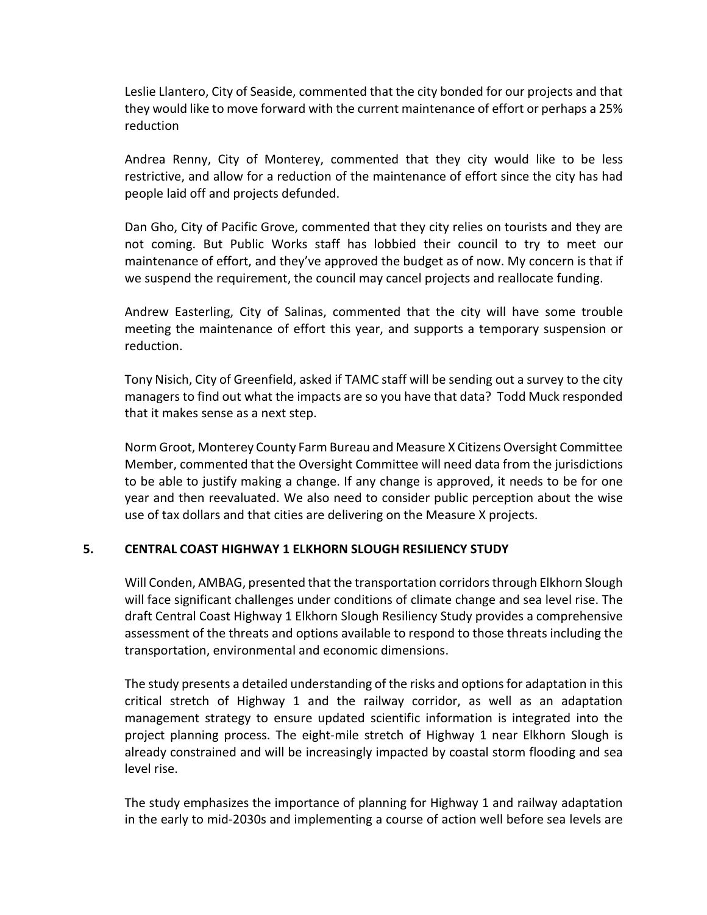Leslie Llantero, City of Seaside, commented that the city bonded for our projects and that they would like to move forward with the current maintenance of effort or perhaps a 25% reduction

Andrea Renny, City of Monterey, commented that they city would like to be less restrictive, and allow for a reduction of the maintenance of effort since the city has had people laid off and projects defunded.

Dan Gho, City of Pacific Grove, commented that they city relies on tourists and they are not coming. But Public Works staff has lobbied their council to try to meet our maintenance of effort, and they've approved the budget as of now. My concern is that if we suspend the requirement, the council may cancel projects and reallocate funding.

Andrew Easterling, City of Salinas, commented that the city will have some trouble meeting the maintenance of effort this year, and supports a temporary suspension or reduction.

Tony Nisich, City of Greenfield, asked if TAMC staff will be sending out a survey to the city managers to find out what the impacts are so you have that data? Todd Muck responded that it makes sense as a next step.

Norm Groot, Monterey County Farm Bureau and Measure X Citizens Oversight Committee Member, commented that the Oversight Committee will need data from the jurisdictions to be able to justify making a change. If any change is approved, it needs to be for one year and then reevaluated. We also need to consider public perception about the wise use of tax dollars and that cities are delivering on the Measure X projects.

**5. CENTRAL COAST HIGHWAY 1 ELKHORN SLOUGH RESILIENCY STUDY**

Will Conden, AMBAG, presented that the transportation corridors through Elkhorn Slough will face significant challenges under conditions of climate change and sea level rise. The draft Central Coast Highway 1 Elkhorn Slough Resiliency Study provides a comprehensive assessment of the threats and options available to respond to those threats including the transportation, environmental and economic dimensions.

The study presents a detailed understanding of the risks and options for adaptation in this critical stretch of Highway 1 and the railway corridor, as well as an adaptation management strategy to ensure updated scientific information is integrated into the project planning process. The eight-mile stretch of Highway 1 near Elkhorn Slough is already constrained and will be increasingly impacted by coastal storm flooding and sea level rise.

The study emphasizes the importance of planning for Highway 1 and railway adaptation in the early to mid-2030s and implementing a course of action well before sea levels are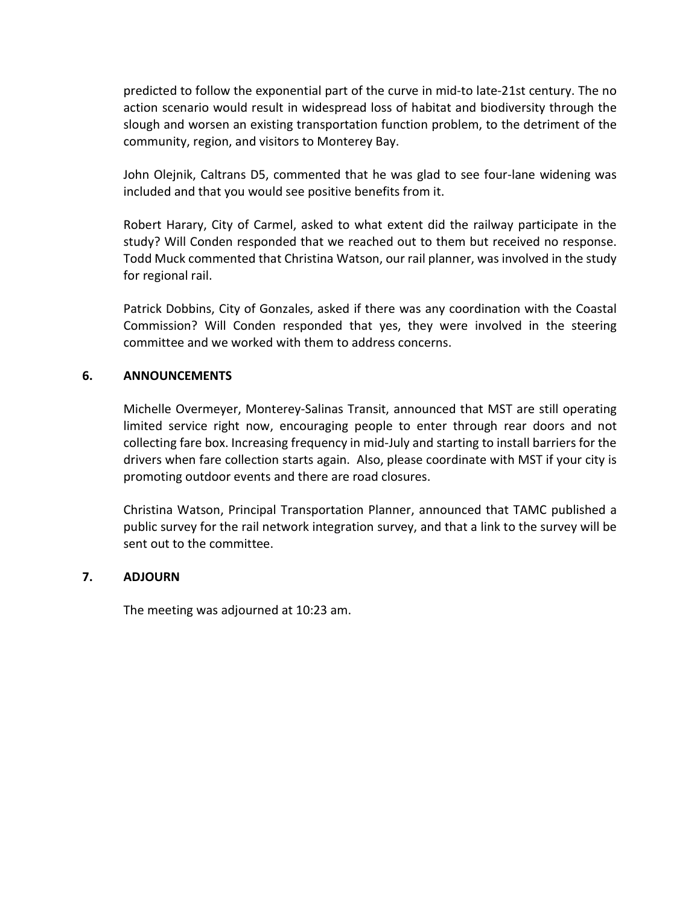predicted to follow the exponential part of the curve in mid-to late-21st century. The no action scenario would result in widespread loss of habitat and biodiversity through the slough and worsen an existing transportation function problem, to the detriment of the community, region, and visitors to Monterey Bay.

John Olejnik, Caltrans D5, commented that he was glad to see four-lane widening was included and that you would see positive benefits from it.

Robert Harary, City of Carmel, asked to what extent did the railway participate in the study? Will Conden responded that we reached out to them but received no response. Todd Muck commented that Christina Watson, our rail planner, was involved in the study for regional rail.

Patrick Dobbins, City of Gonzales, asked if there was any coordination with the Coastal Commission? Will Conden responded that yes, they were involved in the steering committee and we worked with them to address concerns.

## 6. ANNOUNCEMENTS

Michelle Overmeyer, Monterey-Salinas Transit, announced that MST are still operating limited service right now, encouraging people to enter through rear doors and not collecting fare box. Increasing frequency in mid-July and starting to install barriers for the drivers when fare collection starts again. Also, please coordinate with MST if your city is promoting outdoor events and there are road closures.

Christina Watson, Principal Transportation Planner, announced that TAMC published a public survey for the rail network integration survey, and that a link to the survey will be sent out to the committee.

## 7. ADJOURN

The meeting was adjourned at 10:23 am.